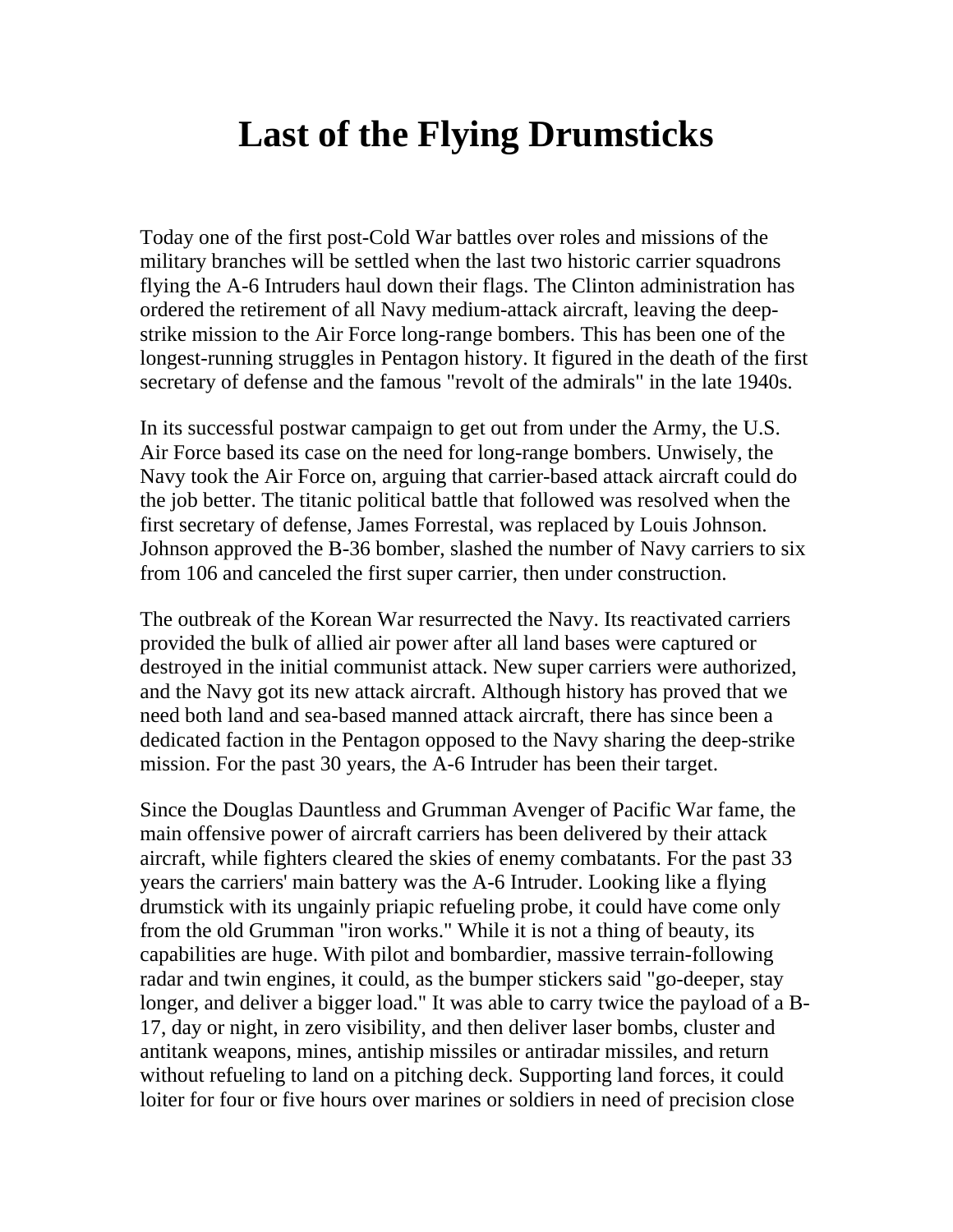# Last of the Flying Drumsticks

Today one of the first post-Cold War battles over roles and missions of the military branches will be settled when the last two historic carrier squadrons flying the A-6 Intruders haul down their flags. The Clinton administration has ordered the retirement of all Navy medium-attack aircraft, leaving the deep-strike mission to the Air Force long-range bombers. This has been one of the longest-running struggles in Pentagon history. It figured in the death of the first secretary of defense and the famous "revolt of the admirals" in the late 1940s.

In its successful postwar campaign to get out from under the Army, the U.S. Air Force based its case on the need for long-range bombers. Unwisely, the Navy took the Air Force on, arguing that carrier-based attack aircraft could do the job better. The titanic political battle that followed was resolved when the first secretary of defense, James Forrestal, was replaced by Louis Johnson. Johnson approved the B-36 bomber, slashed the number of Navy carriers to six from 106 and canceled the first super carrier, then under construction.

The outbreak of the Korean War resurrected the Navy. Its reactivated carriers provided the bulk of allied air power after all land bases were captured or destroyed in the initial communist attack. New super carriers were authorized, and the Navy got its new attack aircraft. Although history has proved that we need both land and sea-based manned attack aircraft, there has since been a dedicated faction in the Pentagon opposed to the Navy sharing the deep-strike mission. For the past 30 years, the A-6 Intruder has been their target.

Since the Douglas Dauntless and Grumman Avenger of Pacific War fame, the main offensive power of aircraft carriers has been delivered by their attack aircraft, while fighters cleared the skies of enemy combatants. For the past 33 years the carriers' main battery was the A-6 Intruder. Looking like a flying drumstick with its ungainly priapic refueling probe, it could have come only from the old Grumman "iron works." While it is not a thing of beauty, its capabilities are huge. With pilot and bombardier, massive terrain-following radar and twin engines, it could, as the bumper stickers said "go-deeper, stay longer, and deliver a bigger load." It was able to carry twice the payload of a B-17, day or night, in zero visibility, and then deliver laser bombs, cluster and antitank weapons, mines, antiship missiles or antiradar missiles, and return without refueling to land on a pitching deck. Supporting land forces, it could loiter for four or five hours over marines or soldiers in need of precision close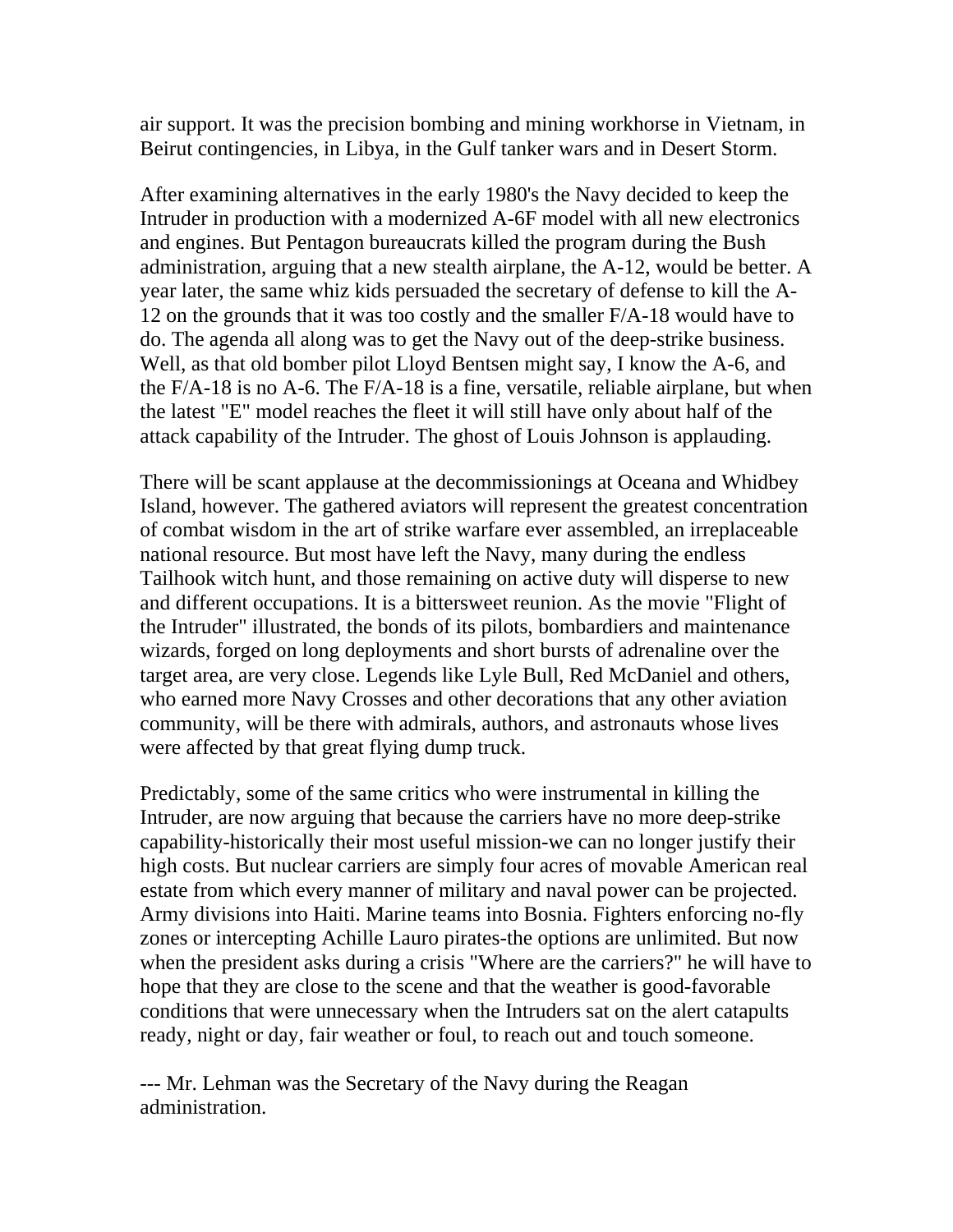air support. It was the precision bombing and mining workhorse in Vietnam, in Beirut contingencies, in Libya, in the Gulf tanker wars and in Desert Storm.

After examining alternatives in the early 1980's the Navy decided to keep the Intruder in production with a modernized A-6F model with all new electronics and engines. But Pentagon bureaucrats killed the program during the Bush administration, arguing that a new stealth airplane, the A-12, would be better. A year later, the same whiz kids persuaded the secretary of defense to kill the A-12 on the grounds that it was too costly and the smaller F/A-18 would have to do. The agenda all along was to get the Navy out of the deep-strike business. Well, as that old bomber pilot Lloyd Bentsen might say, I know the A-6, and the F/A-18 is no A-6. The F/A-18 is a fine, versatile, reliable airplane, but when the latest "E" model reaches the fleet it will still have only about half of the attack capability of the Intruder. The ghost of Louis Johnson is applauding.

There will be scant applause at the decommissionings at Oceana and Whidbey Island, however. The gathered aviators will represent the greatest concentration of combat wisdom in the art of strike warfare ever assembled, an irreplaceable national resource. But most have left the Navy, many during the endless Tailhook witch hunt, and those remaining on active duty will disperse to new and different occupations. It is a bittersweet reunion. As the movie "Flight of the Intruder" illustrated, the bonds of its pilots, bombardiers and maintenance wizards, forged on long deployments and short bursts of adrenaline over the target area, are very close. Legends like Lyle Bull, Red McDaniel and others, who earned more Navy Crosses and other decorations that any other aviation community, will be there with admirals, authors, and astronauts whose lives were affected by that great flying dump truck.

Predictably, some of the same critics who were instrumental in killing the Intruder, are now arguing that because the carriers have no more deep-strike capability-historically their most useful mission-we can no longer justify their high costs. But nuclear carriers are simply four acres of movable American real estate from which every manner of military and naval power can be projected. Army divisions into Haiti. Marine teams into Bosnia. Fighters enforcing no-fly zones or intercepting Achille Lauro pirates-the options are unlimited. But now when the president asks during a crisis "Where are the carriers?" he will have to hope that they are close to the scene and that the weather is good-favorable conditions that were unnecessary when the Intruders sat on the alert catapults ready, night or day, fair weather or foul, to reach out and touch someone.

--- Mr. Lehman was the Secretary of the Navy during the Reagan administration.